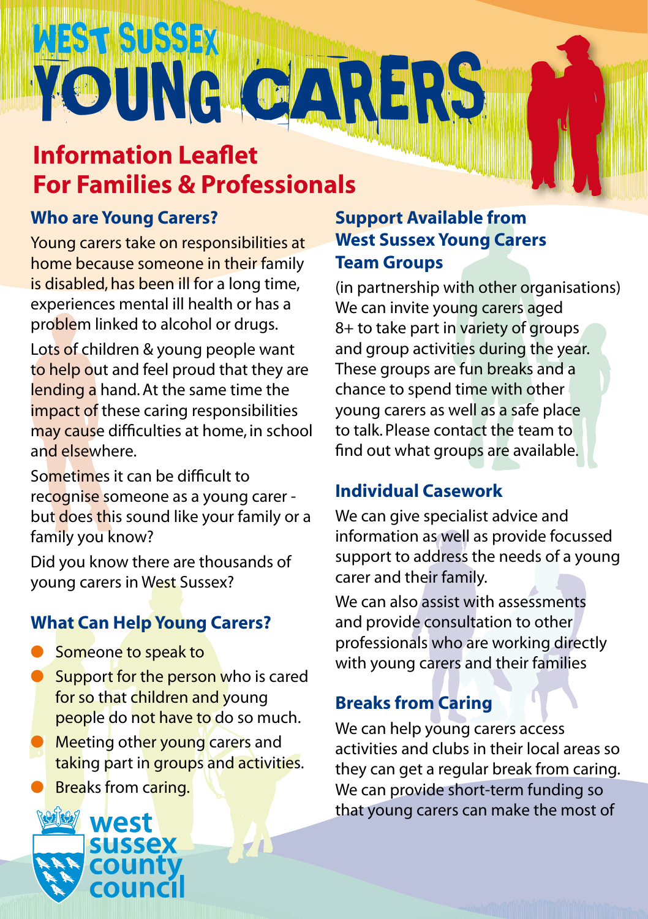# West Sussex Young Carers

## Information Leaflet For Families & Professionals

### Who are Young Carers?

Young carers take on responsibilities at home because someone in their family is disabled, has been ill for a long time, experiences mental ill health or has a problem linked to alcohol or drugs.

Lots of children & young people want to help out and feel proud that they are lending a hand. At the same time the impact of these caring responsibilities may cause difficulties at home, in school and elsewhere.

Sometimes it can be difficult to recognise someone as a young carer - but does this sound like your family or a family you know?

Did you know there are thousands of young carers in West Sussex?

### What Can Help Young Carers?

- Someone to speak to
- Support for the person who is cared for so that children and young people do not have to do so much.
- Meeting other young carers and taking part in groups and activities.
- Breaks from caring.

west sussex county council

### Support Available from West Sussex Young Carers Team Groups

(in partnership with other organisations) We can invite young carers aged 8+ to take part in variety of groups and group activities during the year. These groups are fun breaks and a chance to spend time with other young carers as well as a safe place to talk. Please contact the team to find out what groups are available.

### Individual Casework

We can give specialist advice and information as well as provide focussed support to address the needs of a young carer and their family.

We can also assist with assessments and provide consultation to other professionals who are working directly with young carers and their families

### Breaks from Caring

We can help young carers access activities and clubs in their local areas so they can get a regular break from caring. We can provide short-term funding so that young carers can make the most of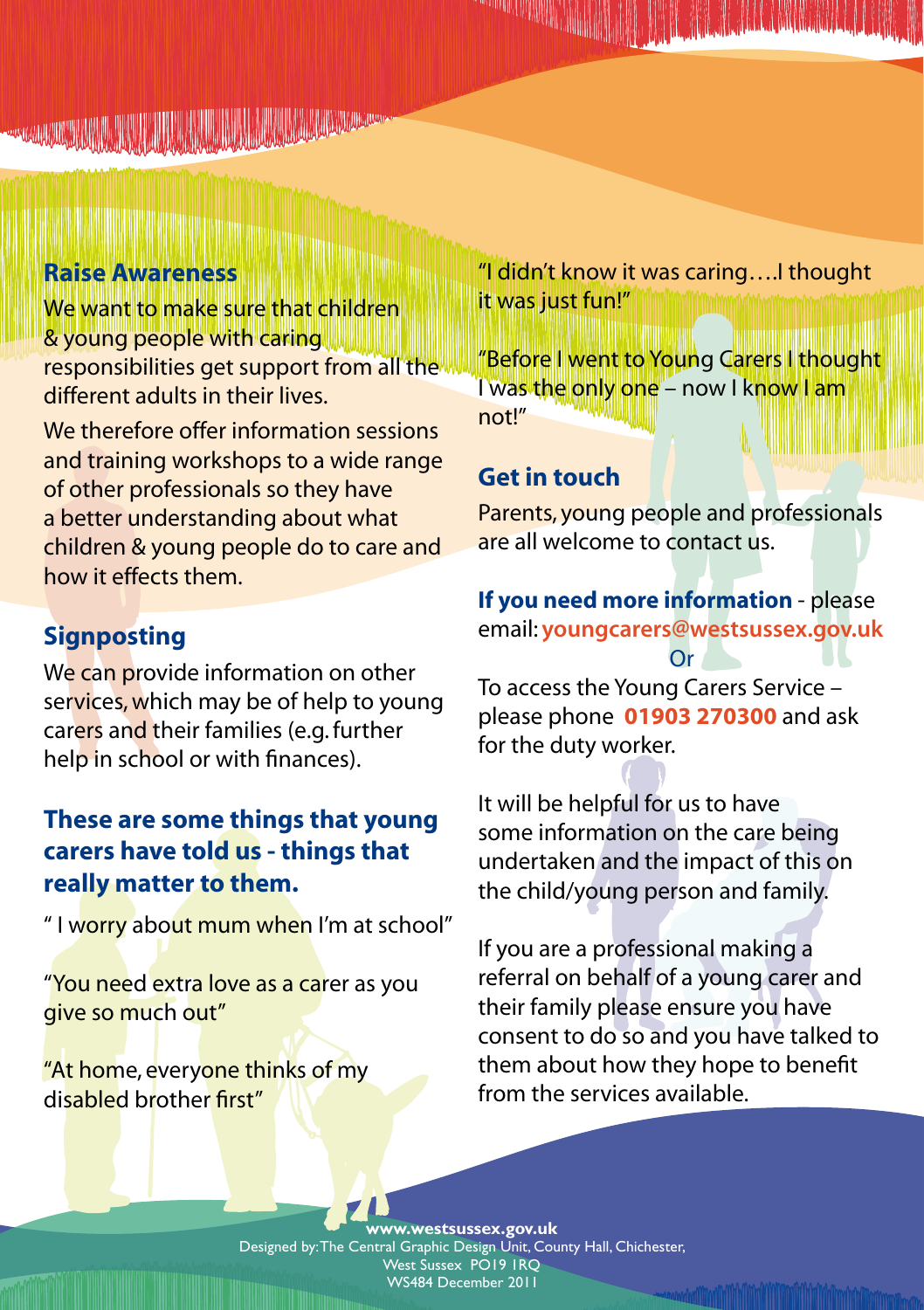## Raise Awareness

We want to make sure that children & young people with caring responsibilities get support from all the different adults in their lives.

We therefore offer information sessions and training workshops to a wide range of other professionals so they have a better understanding about what children & young people do to care and how it effects them.

## Signposting

We can provide information on other services, which may be of help to young carers and their families (e.g. further help in school or with finances).

## These are some things that young carers have told us - things that really matter to them.

" I worry about mum when I'm at school"

"You need extra love as a carer as you give so much out"

"At home, everyone thinks of my disabled brother first"

"I didn't know it was caring….I thought it was just fun!"

"Before I went to Young Carers I thought I was the only one – now I know I am not!"

## Get in touch

Parents, young people and professionals are all welcome to contact us.

**If you need more information** - please email: **youngcarers@westsussex.gov.uk**

Or

To access the Young Carers Service – please phone **01903 270300** and ask for the duty worker.

It will be helpful for us to have some information on the care being undertaken and the impact of this on the child/young person and family.

If you are a professional making a referral on behalf of a young carer and their family please ensure you have consent to do so and you have talked to them about how they hope to benefit from the services available.

**www.westsussex.gov.uk**

Designed by: The Central Graphic Design Unit, County Hall, Chichester, West Sussex PO19 1RQ

WS484 December 2011